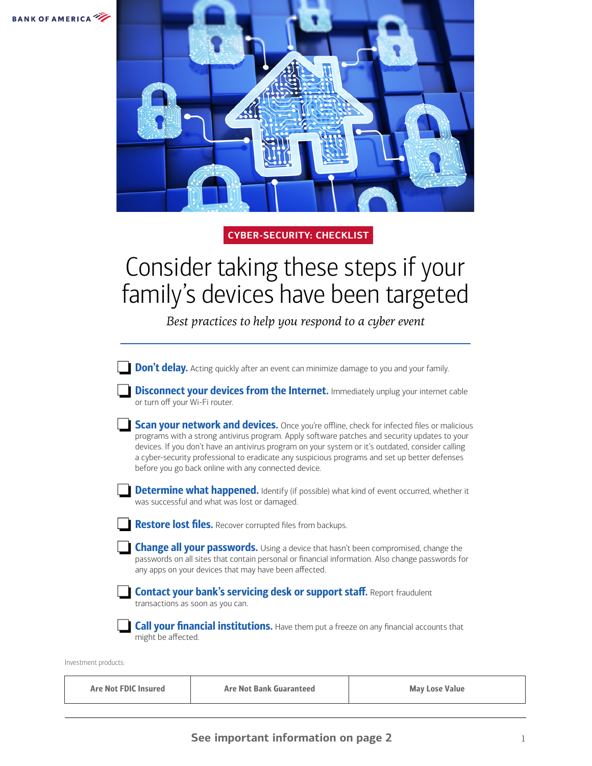BANK OF AMERICA

CYBER-SECURITY: CHECKLIST

# Consider taking these steps if your family's devices have been targeted

*Best practices to help you respond to a cyber event*

- [ ] **Don't delay.** Acting quickly after an event can minimize damage to you and your family.
- [ ] **Disconnect your devices from the Internet.** Immediately unplug your internet cable or turn off your Wi-Fi router.
- [ ] **Scan your network and devices.** Once you're offline, check for infected files or malicious programs with a strong antivirus program. Apply software patches and security updates to your devices. If you don't have an antivirus program on your system or it's outdated, consider calling a cyber-security professional to eradicate any suspicious programs and set up better defenses before you go back online with any connected device.
- [ ] **Determine what happened.** Identify (if possible) what kind of event occurred, whether it was successful and what was lost or damaged.
- [ ] **Restore lost files.** Recover corrupted files from backups.
- [ ] **Change all your passwords.** Using a device that hasn't been compromised, change the passwords on all sites that contain personal or financial information. Also change passwords for any apps on your devices that may have been affected.
- [ ] **Contact your bank's servicing desk or support staff.** Report fraudulent transactions as soon as you can.
- [ ] **Call your financial institutions.** Have them put a freeze on any financial accounts that might be affected.

Investment products:

| Are Not FDIC Insured | Are Not Bank Guaranteed | May Lose Value |
|---|---|---|

**See important information on page 2**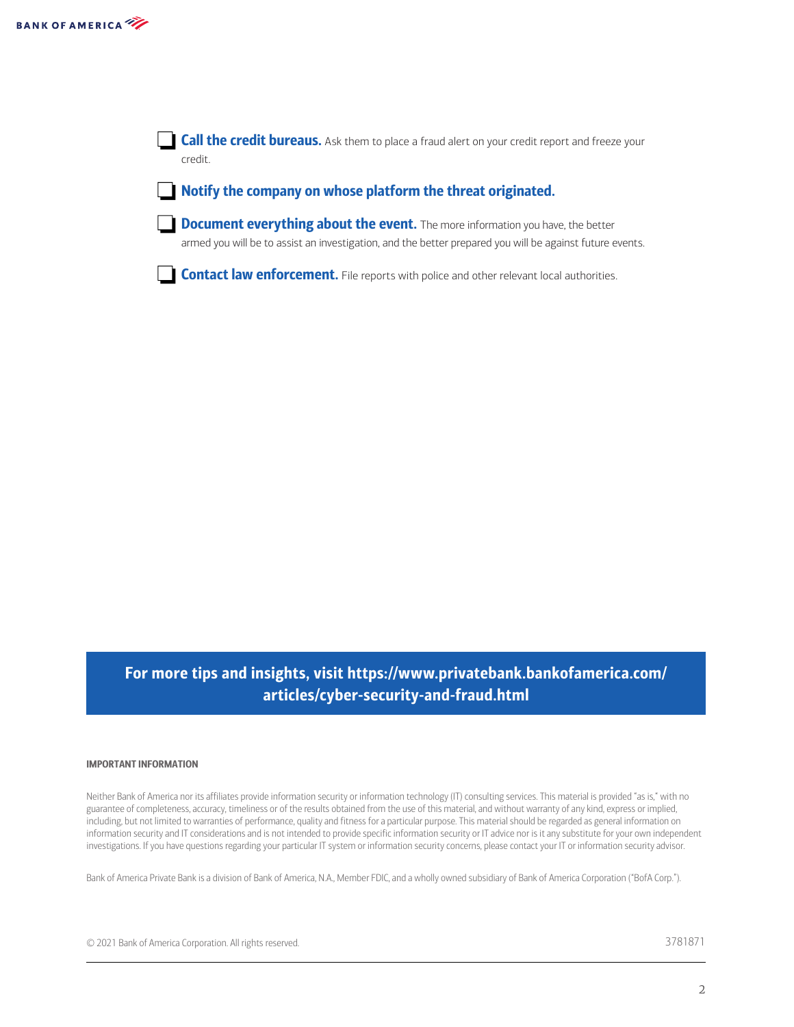- [ ] **Call the credit bureaus.** Ask them to place a fraud alert on your credit report and freeze your credit.
- [ ] **Notify the company on whose platform the threat originated.**
- [ ] **Document everything about the event.** The more information you have, the better armed you will be to assist an investigation, and the better prepared you will be against future events.
- [ ] **Contact law enforcement.** File reports with police and other relevant local authorities.

**For more tips and insights, visit https://www.privatebank.bankofamerica.com/articles/cyber-security-and-fraud.html**

**IMPORTANT INFORMATION**

Neither Bank of America nor its affiliates provide information security or information technology (IT) consulting services. This material is provided "as is," with no guarantee of completeness, accuracy, timeliness or of the results obtained from the use of this material, and without warranty of any kind, express or implied, including, but not limited to warranties of performance, quality and fitness for a particular purpose. This material should be regarded as general information on information security and IT considerations and is not intended to provide specific information security or IT advice nor is it any substitute for your own independent investigations. If you have questions regarding your particular IT system or information security concerns, please contact your IT or information security advisor.

Bank of America Private Bank is a division of Bank of America, N.A., Member FDIC, and a wholly owned subsidiary of Bank of America Corporation ("BofA Corp.").

© 2021 Bank of America Corporation. All rights reserved.

3781871